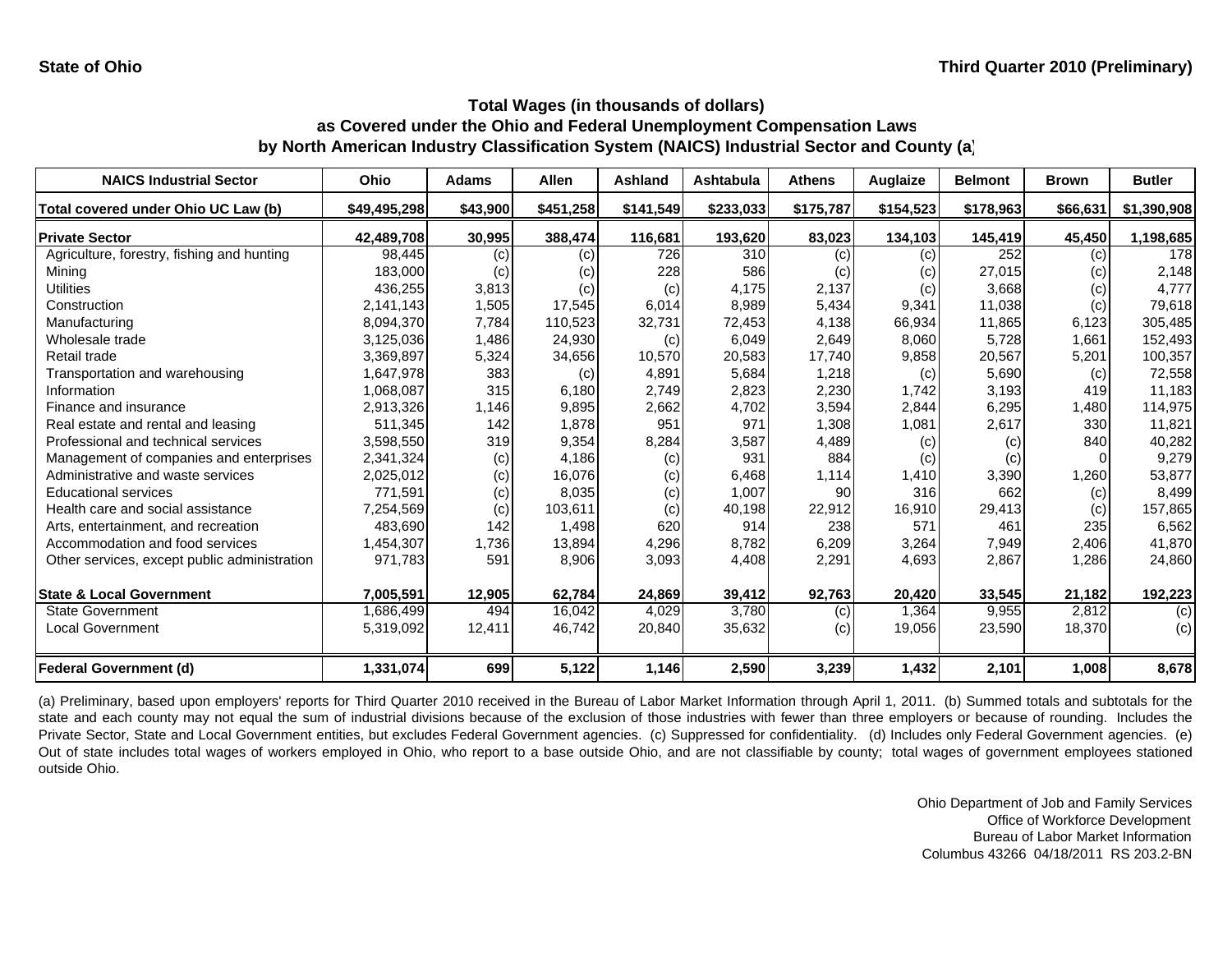**State of Ohio** **Third Quarter 2010 (Preliminary)**

## Total Wages (in thousands of dollars) as Covered under the Ohio and Federal Unemployment Compensation Laws by North American Industry Classification System (NAICS) Industrial Sector and County (a)

| NAICS Industrial Sector | Ohio | Adams | Allen | Ashland | Ashtabula | Athens | Auglaize | Belmont | Brown | Butler |
|---|---|---|---|---|---|---|---|---|---|---|
| Total covered under Ohio UC Law (b) | $49,495,298 | $43,900 | $451,258 | $141,549 | $233,033 | $175,787 | $154,523 | $178,963 | $66,631 | $1,390,908 |
| **Private Sector** | **42,489,708** | **30,995** | **388,474** | **116,681** | **193,620** | **83,023** | **134,103** | **145,419** | **45,450** | **1,198,685** |
| Agriculture, forestry, fishing and hunting | 98,445 | (c) | (c) | 726 | 310 | (c) | (c) | 252 | (c) | 178 |
| Mining | 183,000 | (c) | (c) | 228 | 586 | (c) | (c) | 27,015 | (c) | 2,148 |
| Utilities | 436,255 | 3,813 | (c) | (c) | 4,175 | 2,137 | (c) | 3,668 | (c) | 4,777 |
| Construction | 2,141,143 | 1,505 | 17,545 | 6,014 | 8,989 | 5,434 | 9,341 | 11,038 | (c) | 79,618 |
| Manufacturing | 8,094,370 | 7,784 | 110,523 | 32,731 | 72,453 | 4,138 | 66,934 | 11,865 | 6,123 | 305,485 |
| Wholesale trade | 3,125,036 | 1,486 | 24,930 | (c) | 6,049 | 2,649 | 8,060 | 5,728 | 1,661 | 152,493 |
| Retail trade | 3,369,897 | 5,324 | 34,656 | 10,570 | 20,583 | 17,740 | 9,858 | 20,567 | 5,201 | 100,357 |
| Transportation and warehousing | 1,647,978 | 383 | (c) | 4,891 | 5,684 | 1,218 | (c) | 5,690 | (c) | 72,558 |
| Information | 1,068,087 | 315 | 6,180 | 2,749 | 2,823 | 2,230 | 1,742 | 3,193 | 419 | 11,183 |
| Finance and insurance | 2,913,326 | 1,146 | 9,895 | 2,662 | 4,702 | 3,594 | 2,844 | 6,295 | 1,480 | 114,975 |
| Real estate and rental and leasing | 511,345 | 142 | 1,878 | 951 | 971 | 1,308 | 1,081 | 2,617 | 330 | 11,821 |
| Professional and technical services | 3,598,550 | 319 | 9,354 | 8,284 | 3,587 | 4,489 | (c) | (c) | 840 | 40,282 |
| Management of companies and enterprises | 2,341,324 | (c) | 4,186 | (c) | 931 | 884 | (c) | (c) | 0 | 9,279 |
| Administrative and waste services | 2,025,012 | (c) | 16,076 | (c) | 6,468 | 1,114 | 1,410 | 3,390 | 1,260 | 53,877 |
| Educational services | 771,591 | (c) | 8,035 | (c) | 1,007 | 90 | 316 | 662 | (c) | 8,499 |
| Health care and social assistance | 7,254,569 | (c) | 103,611 | (c) | 40,198 | 22,912 | 16,910 | 29,413 | (c) | 157,865 |
| Arts, entertainment, and recreation | 483,690 | 142 | 1,498 | 620 | 914 | 238 | 571 | 461 | 235 | 6,562 |
| Accommodation and food services | 1,454,307 | 1,736 | 13,894 | 4,296 | 8,782 | 6,209 | 3,264 | 7,949 | 2,406 | 41,870 |
| Other services, except public administration | 971,783 | 591 | 8,906 | 3,093 | 4,408 | 2,291 | 4,693 | 2,867 | 1,286 | 24,860 |
| **State & Local Government** | **7,005,591** | **12,905** | **62,784** | **24,869** | **39,412** | **92,763** | **20,420** | **33,545** | **21,182** | **192,223** |
| State Government | 1,686,499 | 494 | 16,042 | 4,029 | 3,780 | (c) | 1,364 | 9,955 | 2,812 | (c) |
| Local Government | 5,319,092 | 12,411 | 46,742 | 20,840 | 35,632 | (c) | 19,056 | 23,590 | 18,370 | (c) |
| **Federal Government (d)** | **1,331,074** | **699** | **5,122** | **1,146** | **2,590** | **3,239** | **1,432** | **2,101** | **1,008** | **8,678** |

(a) Preliminary, based upon employers' reports for Third Quarter 2010 received in the Bureau of Labor Market Information through April 1, 2011. (b) Summed totals and subtotals for the state and each county may not equal the sum of industrial divisions because of the exclusion of those industries with fewer than three employers or because of rounding. Includes the Private Sector, State and Local Government entities, but excludes Federal Government agencies. (c) Suppressed for confidentiality. (d) Includes only Federal Government agencies. (e) Out of state includes total wages of workers employed in Ohio, who report to a base outside Ohio, and are not classifiable by county; total wages of government employees stationed outside Ohio.

Ohio Department of Job and Family Services
Office of Workforce Development
Bureau of Labor Market Information
Columbus 43266 04/18/2011 RS 203.2-BN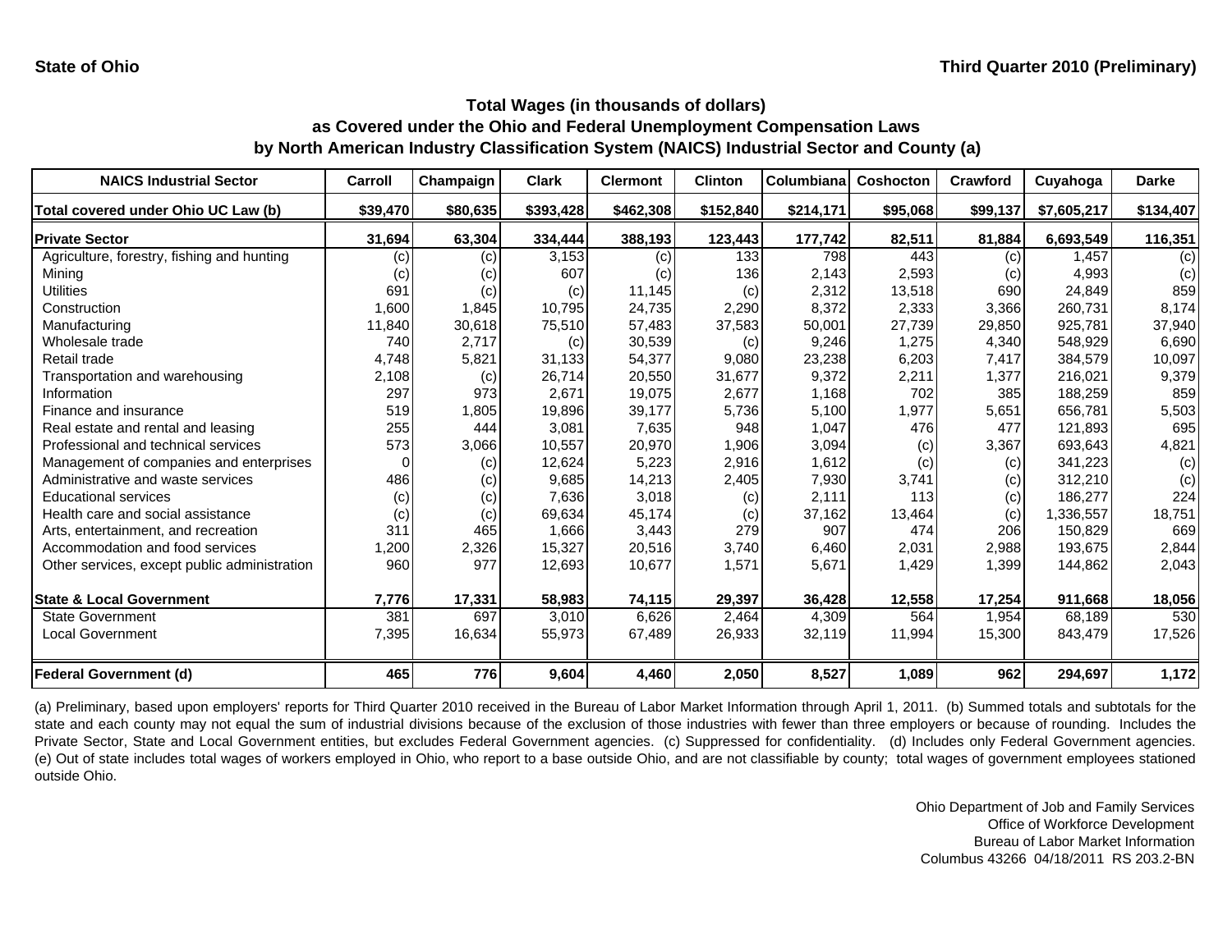**State of Ohio** | **Third Quarter 2010 (Preliminary)**

## Total Wages (in thousands of dollars) as Covered under the Ohio and Federal Unemployment Compensation Laws by North American Industry Classification System (NAICS) Industrial Sector and County (a)

| NAICS Industrial Sector | Carroll | Champaign | Clark | Clermont | Clinton | Columbiana | Coshocton | Crawford | Cuyahoga | Darke |
|---|---|---|---|---|---|---|---|---|---|---|
| Total covered under Ohio UC Law (b) | $39,470 | $80,635 | $393,428 | $462,308 | $152,840 | $214,171 | $95,068 | $99,137 | $7,605,217 | $134,407 |
| **Private Sector** | **31,694** | **63,304** | **334,444** | **388,193** | **123,443** | **177,742** | **82,511** | **81,884** | **6,693,549** | **116,351** |
| Agriculture, forestry, fishing and hunting | (c) | (c) | 3,153 | (c) | 133 | 798 | 443 | (c) | 1,457 | (c) |
| Mining | (c) | (c) | 607 | (c) | 136 | 2,143 | 2,593 | (c) | 4,993 | (c) |
| Utilities | 691 | (c) | (c) | 11,145 | (c) | 2,312 | 13,518 | 690 | 24,849 | 859 |
| Construction | 1,600 | 1,845 | 10,795 | 24,735 | 2,290 | 8,372 | 2,333 | 3,366 | 260,731 | 8,174 |
| Manufacturing | 11,840 | 30,618 | 75,510 | 57,483 | 37,583 | 50,001 | 27,739 | 29,850 | 925,781 | 37,940 |
| Wholesale trade | 740 | 2,717 | (c) | 30,539 | (c) | 9,246 | 1,275 | 4,340 | 548,929 | 6,690 |
| Retail trade | 4,748 | 5,821 | 31,133 | 54,377 | 9,080 | 23,238 | 6,203 | 7,417 | 384,579 | 10,097 |
| Transportation and warehousing | 2,108 | (c) | 26,714 | 20,550 | 31,677 | 9,372 | 2,211 | 1,377 | 216,021 | 9,379 |
| Information | 297 | 973 | 2,671 | 19,075 | 2,677 | 1,168 | 702 | 385 | 188,259 | 859 |
| Finance and insurance | 519 | 1,805 | 19,896 | 39,177 | 5,736 | 5,100 | 1,977 | 5,651 | 656,781 | 5,503 |
| Real estate and rental and leasing | 255 | 444 | 3,081 | 7,635 | 948 | 1,047 | 476 | 477 | 121,893 | 695 |
| Professional and technical services | 573 | 3,066 | 10,557 | 20,970 | 1,906 | 3,094 | (c) | 3,367 | 693,643 | 4,821 |
| Management of companies and enterprises | 0 | (c) | 12,624 | 5,223 | 2,916 | 1,612 | (c) | (c) | 341,223 | (c) |
| Administrative and waste services | 486 | (c) | 9,685 | 14,213 | 2,405 | 7,930 | 3,741 | (c) | 312,210 | (c) |
| Educational services | (c) | (c) | 7,636 | 3,018 | (c) | 2,111 | 113 | (c) | 186,277 | 224 |
| Health care and social assistance | (c) | (c) | 69,634 | 45,174 | (c) | 37,162 | 13,464 | (c) | 1,336,557 | 18,751 |
| Arts, entertainment, and recreation | 311 | 465 | 1,666 | 3,443 | 279 | 907 | 474 | 206 | 150,829 | 669 |
| Accommodation and food services | 1,200 | 2,326 | 15,327 | 20,516 | 3,740 | 6,460 | 2,031 | 2,988 | 193,675 | 2,844 |
| Other services, except public administration | 960 | 977 | 12,693 | 10,677 | 1,571 | 5,671 | 1,429 | 1,399 | 144,862 | 2,043 |
| **State & Local Government** | **7,776** | **17,331** | **58,983** | **74,115** | **29,397** | **36,428** | **12,558** | **17,254** | **911,668** | **18,056** |
| State Government | 381 | 697 | 3,010 | 6,626 | 2,464 | 4,309 | 564 | 1,954 | 68,189 | 530 |
| Local Government | 7,395 | 16,634 | 55,973 | 67,489 | 26,933 | 32,119 | 11,994 | 15,300 | 843,479 | 17,526 |
| **Federal Government (d)** | **465** | **776** | **9,604** | **4,460** | **2,050** | **8,527** | **1,089** | **962** | **294,697** | **1,172** |

(a) Preliminary, based upon employers' reports for Third Quarter 2010 received in the Bureau of Labor Market Information through April 1, 2011. (b) Summed totals and subtotals for the state and each county may not equal the sum of industrial divisions because of the exclusion of those industries with fewer than three employers or because of rounding. Includes the Private Sector, State and Local Government entities, but excludes Federal Government agencies. (c) Suppressed for confidentiality. (d) Includes only Federal Government agencies. (e) Out of state includes total wages of workers employed in Ohio, who report to a base outside Ohio, and are not classifiable by county; total wages of government employees stationed outside Ohio.

Ohio Department of Job and Family Services
Office of Workforce Development
Bureau of Labor Market Information
Columbus 43266 04/18/2011 RS 203.2-BN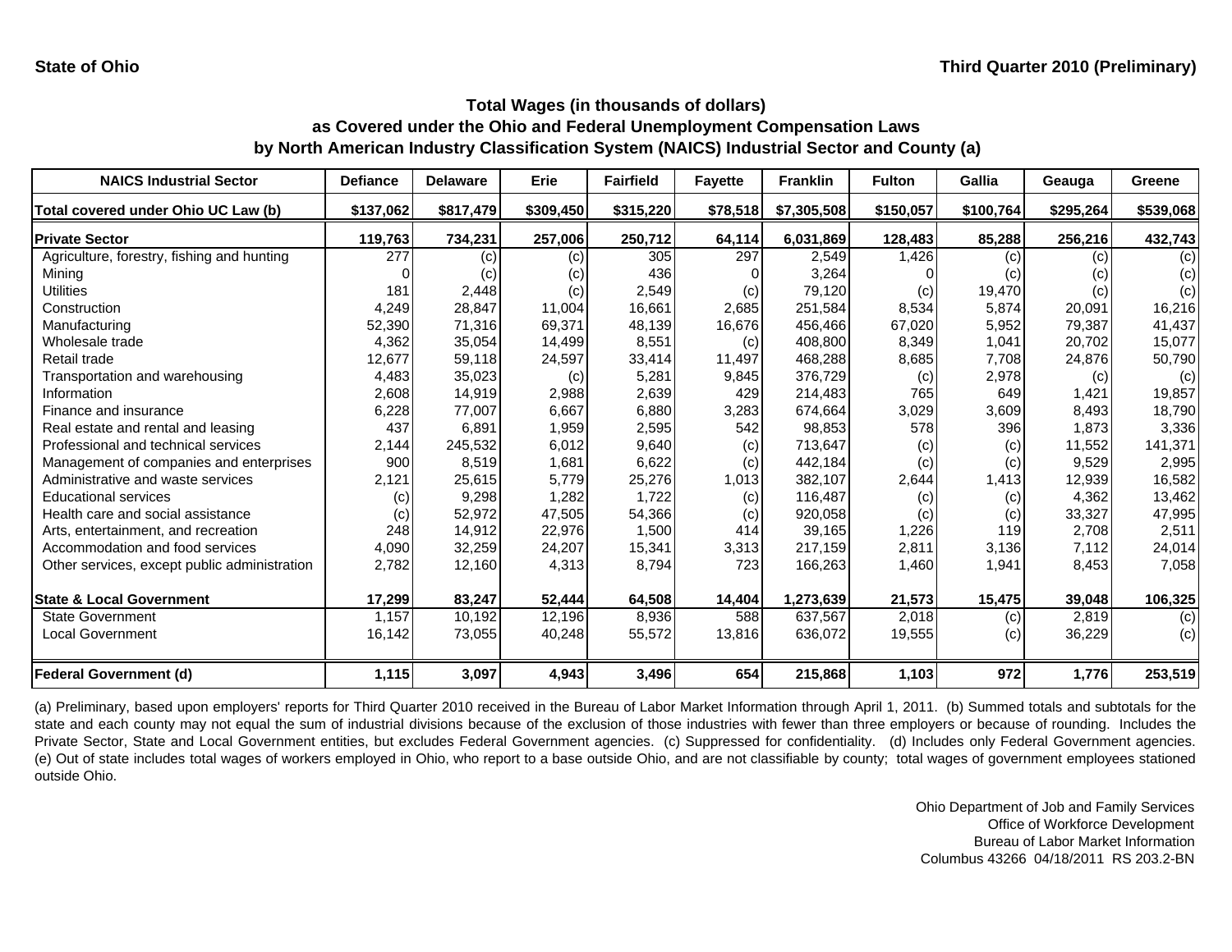State of Ohio

Third Quarter 2010 (Preliminary)

**Total Wages (in thousands of dollars)**
**as Covered under the Ohio and Federal Unemployment Compensation Laws**
**by North American Industry Classification System (NAICS) Industrial Sector and County (a)**

| NAICS Industrial Sector | Defiance | Delaware | Erie | Fairfield | Fayette | Franklin | Fulton | Gallia | Geauga | Greene |
|---|---|---|---|---|---|---|---|---|---|---|
| Total covered under Ohio UC Law (b) | $137,062 | $817,479 | $309,450 | $315,220 | $78,518 | $7,305,508 | $150,057 | $100,764 | $295,264 | $539,068 |
| **Private Sector** | 119,763 | 734,231 | 257,006 | 250,712 | 64,114 | 6,031,869 | 128,483 | 85,288 | 256,216 | 432,743 |
| Agriculture, forestry, fishing and hunting | 277 | (c) | (c) | 305 | 297 | 2,549 | 1,426 | (c) | (c) | (c) |
| Mining | 0 | (c) | (c) | 436 | 0 | 3,264 | 0 | (c) | (c) | (c) |
| Utilities | 181 | 2,448 | (c) | 2,549 | (c) | 79,120 | (c) | 19,470 | (c) | (c) |
| Construction | 4,249 | 28,847 | 11,004 | 16,661 | 2,685 | 251,584 | 8,534 | 5,874 | 20,091 | 16,216 |
| Manufacturing | 52,390 | 71,316 | 69,371 | 48,139 | 16,676 | 456,466 | 67,020 | 5,952 | 79,387 | 41,437 |
| Wholesale trade | 4,362 | 35,054 | 14,499 | 8,551 | (c) | 408,800 | 8,349 | 1,041 | 20,702 | 15,077 |
| Retail trade | 12,677 | 59,118 | 24,597 | 33,414 | 11,497 | 468,288 | 8,685 | 7,708 | 24,876 | 50,790 |
| Transportation and warehousing | 4,483 | 35,023 | (c) | 5,281 | 9,845 | 376,729 | (c) | 2,978 | (c) | (c) |
| Information | 2,608 | 14,919 | 2,988 | 2,639 | 429 | 214,483 | 765 | 649 | 1,421 | 19,857 |
| Finance and insurance | 6,228 | 77,007 | 6,667 | 6,880 | 3,283 | 674,664 | 3,029 | 3,609 | 8,493 | 18,790 |
| Real estate and rental and leasing | 437 | 6,891 | 1,959 | 2,595 | 542 | 98,853 | 578 | 396 | 1,873 | 3,336 |
| Professional and technical services | 2,144 | 245,532 | 6,012 | 9,640 | (c) | 713,647 | (c) | (c) | 11,552 | 141,371 |
| Management of companies and enterprises | 900 | 8,519 | 1,681 | 6,622 | (c) | 442,184 | (c) | (c) | 9,529 | 2,995 |
| Administrative and waste services | 2,121 | 25,615 | 5,779 | 25,276 | 1,013 | 382,107 | 2,644 | 1,413 | 12,939 | 16,582 |
| Educational services | (c) | 9,298 | 1,282 | 1,722 | (c) | 116,487 | (c) | (c) | 4,362 | 13,462 |
| Health care and social assistance | (c) | 52,972 | 47,505 | 54,366 | (c) | 920,058 | (c) | (c) | 33,327 | 47,995 |
| Arts, entertainment, and recreation | 248 | 14,912 | 22,976 | 1,500 | 414 | 39,165 | 1,226 | 119 | 2,708 | 2,511 |
| Accommodation and food services | 4,090 | 32,259 | 24,207 | 15,341 | 3,313 | 217,159 | 2,811 | 3,136 | 7,112 | 24,014 |
| Other services, except public administration | 2,782 | 12,160 | 4,313 | 8,794 | 723 | 166,263 | 1,460 | 1,941 | 8,453 | 7,058 |
| **State & Local Government** | 17,299 | 83,247 | 52,444 | 64,508 | 14,404 | 1,273,639 | 21,573 | 15,475 | 39,048 | 106,325 |
| State Government | 1,157 | 10,192 | 12,196 | 8,936 | 588 | 637,567 | 2,018 | (c) | 2,819 | (c) |
| Local Government | 16,142 | 73,055 | 40,248 | 55,572 | 13,816 | 636,072 | 19,555 | (c) | 36,229 | (c) |
| **Federal Government (d)** | 1,115 | 3,097 | 4,943 | 3,496 | 654 | 215,868 | 1,103 | 972 | 1,776 | 253,519 |

(a) Preliminary, based upon employers' reports for Third Quarter 2010 received in the Bureau of Labor Market Information through April 1, 2011. (b) Summed totals and subtotals for the state and each county may not equal the sum of industrial divisions because of the exclusion of those industries with fewer than three employers or because of rounding. Includes the Private Sector, State and Local Government entities, but excludes Federal Government agencies. (c) Suppressed for confidentiality. (d) Includes only Federal Government agencies. (e) Out of state includes total wages of workers employed in Ohio, who report to a base outside Ohio, and are not classifiable by county; total wages of government employees stationed outside Ohio.

Ohio Department of Job and Family Services
Office of Workforce Development
Bureau of Labor Market Information
Columbus 43266 04/18/2011 RS 203.2-BN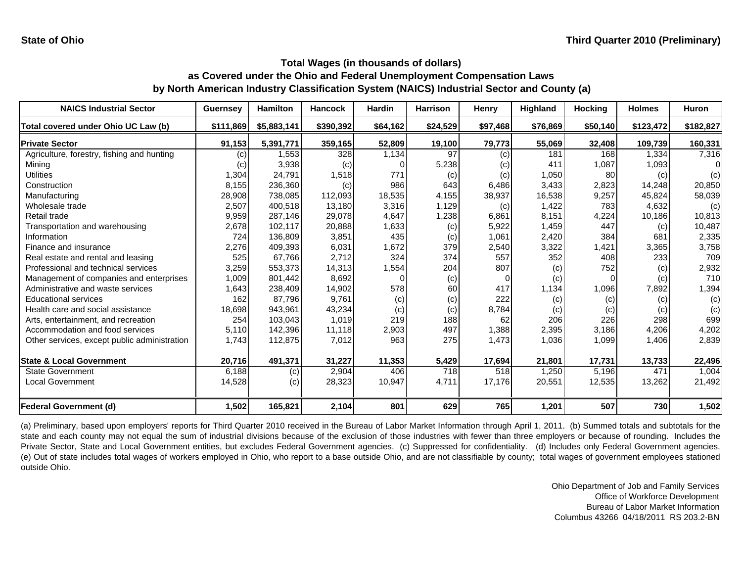State of Ohio

Third Quarter 2010 (Preliminary)

## Total Wages (in thousands of dollars)
## as Covered under the Ohio and Federal Unemployment Compensation Laws
## by North American Industry Classification System (NAICS) Industrial Sector and County (a)

| NAICS Industrial Sector | Guernsey | Hamilton | Hancock | Hardin | Harrison | Henry | Highland | Hocking | Holmes | Huron |
|---|---|---|---|---|---|---|---|---|---|---|
| Total covered under Ohio UC Law (b) | $111,869 | $5,883,141 | $390,392 | $64,162 | $24,529 | $97,468 | $76,869 | $50,140 | $123,472 | $182,827 |
| **Private Sector** | 91,153 | 5,391,771 | 359,165 | 52,809 | 19,100 | 79,773 | 55,069 | 32,408 | 109,739 | 160,331 |
| Agriculture, forestry, fishing and hunting | (c) | 1,553 | 328 | 1,134 | 97 | (c) | 181 | 168 | 1,334 | 7,316 |
| Mining | (c) | 3,938 | (c) | 0 | 5,238 | (c) | 411 | 1,087 | 1,093 | 0 |
| Utilities | 1,304 | 24,791 | 1,518 | 771 | (c) | (c) | 1,050 | 80 | (c) | (c) |
| Construction | 8,155 | 236,360 | (c) | 986 | 643 | 6,486 | 3,433 | 2,823 | 14,248 | 20,850 |
| Manufacturing | 28,908 | 738,085 | 112,093 | 18,535 | 4,155 | 38,937 | 16,538 | 9,257 | 45,824 | 58,039 |
| Wholesale trade | 2,507 | 400,518 | 13,180 | 3,316 | 1,129 | (c) | 1,422 | 783 | 4,632 | (c) |
| Retail trade | 9,959 | 287,146 | 29,078 | 4,647 | 1,238 | 6,861 | 8,151 | 4,224 | 10,186 | 10,813 |
| Transportation and warehousing | 2,678 | 102,117 | 20,888 | 1,633 | (c) | 5,922 | 1,459 | 447 | (c) | 10,487 |
| Information | 724 | 136,809 | 3,851 | 435 | (c) | 1,061 | 2,420 | 384 | 681 | 2,335 |
| Finance and insurance | 2,276 | 409,393 | 6,031 | 1,672 | 379 | 2,540 | 3,322 | 1,421 | 3,365 | 3,758 |
| Real estate and rental and leasing | 525 | 67,766 | 2,712 | 324 | 374 | 557 | 352 | 408 | 233 | 709 |
| Professional and technical services | 3,259 | 553,373 | 14,313 | 1,554 | 204 | 807 | (c) | 752 | (c) | 2,932 |
| Management of companies and enterprises | 1,009 | 801,442 | 8,692 | 0 | (c) | 0 | (c) | 0 | (c) | 710 |
| Administrative and waste services | 1,643 | 238,409 | 14,902 | 578 | 60 | 417 | 1,134 | 1,096 | 7,892 | 1,394 |
| Educational services | 162 | 87,796 | 9,761 | (c) | (c) | 222 | (c) | (c) | (c) | (c) |
| Health care and social assistance | 18,698 | 943,961 | 43,234 | (c) | (c) | 8,784 | (c) | (c) | (c) | (c) |
| Arts, entertainment, and recreation | 254 | 103,043 | 1,019 | 219 | 188 | 62 | 206 | 226 | 298 | 699 |
| Accommodation and food services | 5,110 | 142,396 | 11,118 | 2,903 | 497 | 1,388 | 2,395 | 3,186 | 4,206 | 4,202 |
| Other services, except public administration | 1,743 | 112,875 | 7,012 | 963 | 275 | 1,473 | 1,036 | 1,099 | 1,406 | 2,839 |
| **State & Local Government** | 20,716 | 491,371 | 31,227 | 11,353 | 5,429 | 17,694 | 21,801 | 17,731 | 13,733 | 22,496 |
| State Government | 6,188 | (c) | 2,904 | 406 | 718 | 518 | 1,250 | 5,196 | 471 | 1,004 |
| Local Government | 14,528 | (c) | 28,323 | 10,947 | 4,711 | 17,176 | 20,551 | 12,535 | 13,262 | 21,492 |
| **Federal Government (d)** | 1,502 | 165,821 | 2,104 | 801 | 629 | 765 | 1,201 | 507 | 730 | 1,502 |

(a) Preliminary, based upon employers' reports for Third Quarter 2010 received in the Bureau of Labor Market Information through April 1, 2011. (b) Summed totals and subtotals for the state and each county may not equal the sum of industrial divisions because of the exclusion of those industries with fewer than three employers or because of rounding. Includes the Private Sector, State and Local Government entities, but excludes Federal Government agencies. (c) Suppressed for confidentiality. (d) Includes only Federal Government agencies. (e) Out of state includes total wages of workers employed in Ohio, who report to a base outside Ohio, and are not classifiable by county; total wages of government employees stationed outside Ohio.

Ohio Department of Job and Family Services
Office of Workforce Development
Bureau of Labor Market Information
Columbus 43266 04/18/2011 RS 203.2-BN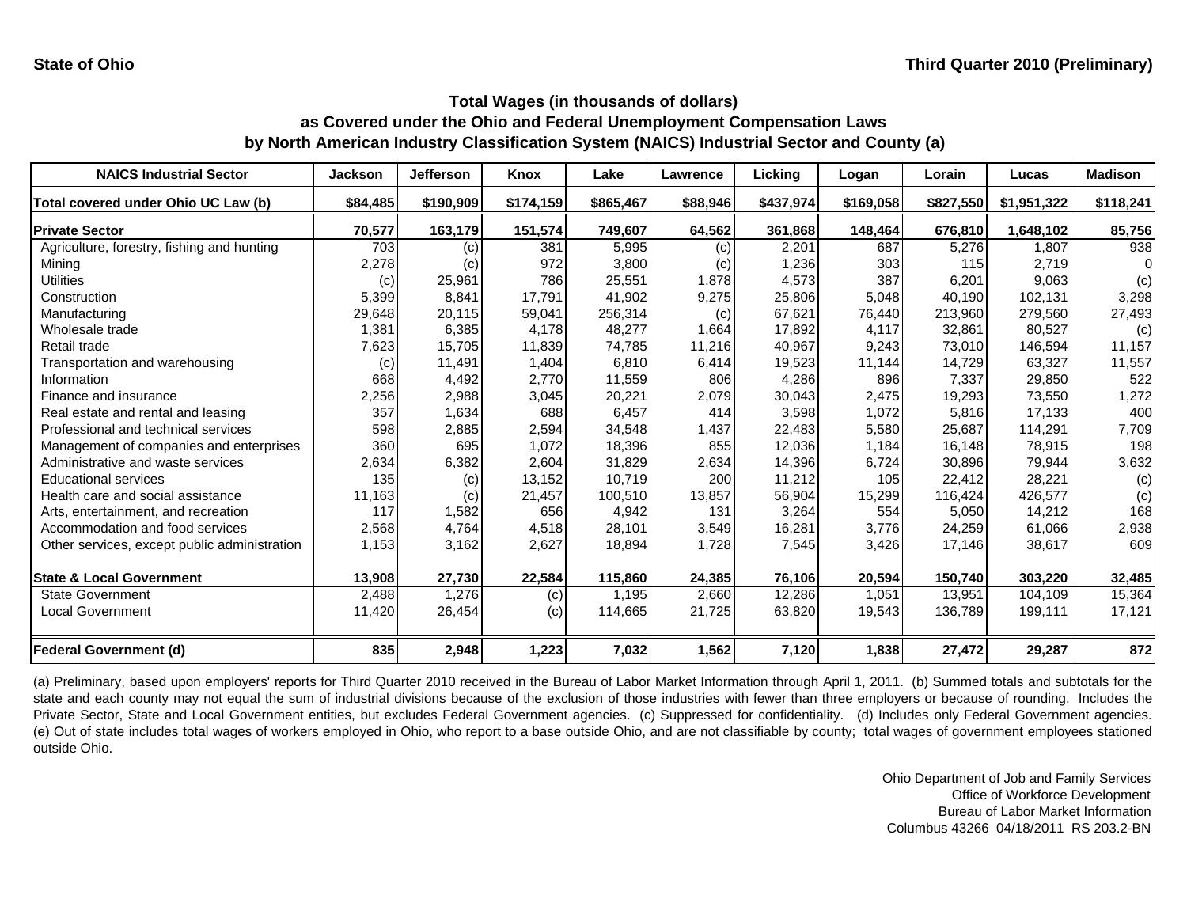State of Ohio — Third Quarter 2010 (Preliminary)

## Total Wages (in thousands of dollars)
## as Covered under the Ohio and Federal Unemployment Compensation Laws
## by North American Industry Classification System (NAICS) Industrial Sector and County (a)

| NAICS Industrial Sector | Jackson | Jefferson | Knox | Lake | Lawrence | Licking | Logan | Lorain | Lucas | Madison |
|---|---|---|---|---|---|---|---|---|---|---|
| Total covered under Ohio UC Law (b) | $84,485 | $190,909 | $174,159 | $865,467 | $88,946 | $437,974 | $169,058 | $827,550 | $1,951,322 | $118,241 |
| **Private Sector** | **70,577** | **163,179** | **151,574** | **749,607** | **64,562** | **361,868** | **148,464** | **676,810** | **1,648,102** | **85,756** |
| Agriculture, forestry, fishing and hunting | 703 | (c) | 381 | 5,995 | (c) | 2,201 | 687 | 5,276 | 1,807 | 938 |
| Mining | 2,278 | (c) | 972 | 3,800 | (c) | 1,236 | 303 | 115 | 2,719 | 0 |
| Utilities | (c) | 25,961 | 786 | 25,551 | 1,878 | 4,573 | 387 | 6,201 | 9,063 | (c) |
| Construction | 5,399 | 8,841 | 17,791 | 41,902 | 9,275 | 25,806 | 5,048 | 40,190 | 102,131 | 3,298 |
| Manufacturing | 29,648 | 20,115 | 59,041 | 256,314 | (c) | 67,621 | 76,440 | 213,960 | 279,560 | 27,493 |
| Wholesale trade | 1,381 | 6,385 | 4,178 | 48,277 | 1,664 | 17,892 | 4,117 | 32,861 | 80,527 | (c) |
| Retail trade | 7,623 | 15,705 | 11,839 | 74,785 | 11,216 | 40,967 | 9,243 | 73,010 | 146,594 | 11,157 |
| Transportation and warehousing | (c) | 11,491 | 1,404 | 6,810 | 6,414 | 19,523 | 11,144 | 14,729 | 63,327 | 11,557 |
| Information | 668 | 4,492 | 2,770 | 11,559 | 806 | 4,286 | 896 | 7,337 | 29,850 | 522 |
| Finance and insurance | 2,256 | 2,988 | 3,045 | 20,221 | 2,079 | 30,043 | 2,475 | 19,293 | 73,550 | 1,272 |
| Real estate and rental and leasing | 357 | 1,634 | 688 | 6,457 | 414 | 3,598 | 1,072 | 5,816 | 17,133 | 400 |
| Professional and technical services | 598 | 2,885 | 2,594 | 34,548 | 1,437 | 22,483 | 5,580 | 25,687 | 114,291 | 7,709 |
| Management of companies and enterprises | 360 | 695 | 1,072 | 18,396 | 855 | 12,036 | 1,184 | 16,148 | 78,915 | 198 |
| Administrative and waste services | 2,634 | 6,382 | 2,604 | 31,829 | 2,634 | 14,396 | 6,724 | 30,896 | 79,944 | 3,632 |
| Educational services | 135 | (c) | 13,152 | 10,719 | 200 | 11,212 | 105 | 22,412 | 28,221 | (c) |
| Health care and social assistance | 11,163 | (c) | 21,457 | 100,510 | 13,857 | 56,904 | 15,299 | 116,424 | 426,577 | (c) |
| Arts, entertainment, and recreation | 117 | 1,582 | 656 | 4,942 | 131 | 3,264 | 554 | 5,050 | 14,212 | 168 |
| Accommodation and food services | 2,568 | 4,764 | 4,518 | 28,101 | 3,549 | 16,281 | 3,776 | 24,259 | 61,066 | 2,938 |
| Other services, except public administration | 1,153 | 3,162 | 2,627 | 18,894 | 1,728 | 7,545 | 3,426 | 17,146 | 38,617 | 609 |
| **State & Local Government** | **13,908** | **27,730** | **22,584** | **115,860** | **24,385** | **76,106** | **20,594** | **150,740** | **303,220** | **32,485** |
| State Government | 2,488 | 1,276 | (c) | 1,195 | 2,660 | 12,286 | 1,051 | 13,951 | 104,109 | 15,364 |
| Local Government | 11,420 | 26,454 | (c) | 114,665 | 21,725 | 63,820 | 19,543 | 136,789 | 199,111 | 17,121 |
| **Federal Government (d)** | **835** | **2,948** | **1,223** | **7,032** | **1,562** | **7,120** | **1,838** | **27,472** | **29,287** | **872** |

(a) Preliminary, based upon employers' reports for Third Quarter 2010 received in the Bureau of Labor Market Information through April 1, 2011. (b) Summed totals and subtotals for the state and each county may not equal the sum of industrial divisions because of the exclusion of those industries with fewer than three employers or because of rounding. Includes the Private Sector, State and Local Government entities, but excludes Federal Government agencies. (c) Suppressed for confidentiality. (d) Includes only Federal Government agencies. (e) Out of state includes total wages of workers employed in Ohio, who report to a base outside Ohio, and are not classifiable by county; total wages of government employees stationed outside Ohio.

Ohio Department of Job and Family Services
Office of Workforce Development
Bureau of Labor Market Information
Columbus 43266 04/18/2011 RS 203.2-BN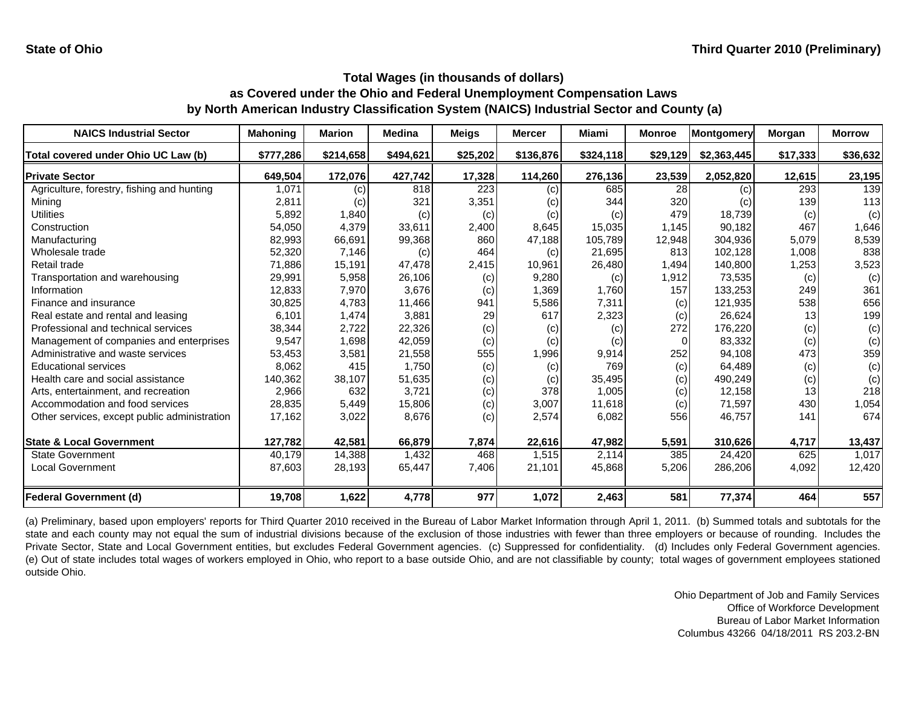**State of Ohio** **Third Quarter 2010 (Preliminary)**

### Total Wages (in thousands of dollars)
### as Covered under the Ohio and Federal Unemployment Compensation Laws
### by North American Industry Classification System (NAICS) Industrial Sector and County (a)

| NAICS Industrial Sector | Mahoning | Marion | Medina | Meigs | Mercer | Miami | Monroe | Montgomery | Morgan | Morrow |
|---|---|---|---|---|---|---|---|---|---|---|
| Total covered under Ohio UC Law (b) | $777,286 | $214,658 | $494,621 | $25,202 | $136,876 | $324,118 | $29,129 | $2,363,445 | $17,333 | $36,632 |
| **Private Sector** | **649,504** | **172,076** | **427,742** | **17,328** | **114,260** | **276,136** | **23,539** | **2,052,820** | **12,615** | **23,195** |
| Agriculture, forestry, fishing and hunting | 1,071 | (c) | 818 | 223 | (c) | 685 | 28 | (c) | 293 | 139 |
| Mining | 2,811 | (c) | 321 | 3,351 | (c) | 344 | 320 | (c) | 139 | 113 |
| Utilities | 5,892 | 1,840 | (c) | (c) | (c) | (c) | 479 | 18,739 | (c) | (c) |
| Construction | 54,050 | 4,379 | 33,611 | 2,400 | 8,645 | 15,035 | 1,145 | 90,182 | 467 | 1,646 |
| Manufacturing | 82,993 | 66,691 | 99,368 | 860 | 47,188 | 105,789 | 12,948 | 304,936 | 5,079 | 8,539 |
| Wholesale trade | 52,320 | 7,146 | (c) | 464 | (c) | 21,695 | 813 | 102,128 | 1,008 | 838 |
| Retail trade | 71,886 | 15,191 | 47,478 | 2,415 | 10,961 | 26,480 | 1,494 | 140,800 | 1,253 | 3,523 |
| Transportation and warehousing | 29,991 | 5,958 | 26,106 | (c) | 9,280 | (c) | 1,912 | 73,535 | (c) | (c) |
| Information | 12,833 | 7,970 | 3,676 | (c) | 1,369 | 1,760 | 157 | 133,253 | 249 | 361 |
| Finance and insurance | 30,825 | 4,783 | 11,466 | 941 | 5,586 | 7,311 | (c) | 121,935 | 538 | 656 |
| Real estate and rental and leasing | 6,101 | 1,474 | 3,881 | 29 | 617 | 2,323 | (c) | 26,624 | 13 | 199 |
| Professional and technical services | 38,344 | 2,722 | 22,326 | (c) | (c) | (c) | 272 | 176,220 | (c) | (c) |
| Management of companies and enterprises | 9,547 | 1,698 | 42,059 | (c) | (c) | (c) | 0 | 83,332 | (c) | (c) |
| Administrative and waste services | 53,453 | 3,581 | 21,558 | 555 | 1,996 | 9,914 | 252 | 94,108 | 473 | 359 |
| Educational services | 8,062 | 415 | 1,750 | (c) | (c) | 769 | (c) | 64,489 | (c) | (c) |
| Health care and social assistance | 140,362 | 38,107 | 51,635 | (c) | (c) | 35,495 | (c) | 490,249 | (c) | (c) |
| Arts, entertainment, and recreation | 2,966 | 632 | 3,721 | (c) | 378 | 1,005 | (c) | 12,158 | 13 | 218 |
| Accommodation and food services | 28,835 | 5,449 | 15,806 | (c) | 3,007 | 11,618 | (c) | 71,597 | 430 | 1,054 |
| Other services, except public administration | 17,162 | 3,022 | 8,676 | (c) | 2,574 | 6,082 | 556 | 46,757 | 141 | 674 |
| **State & Local Government** | **127,782** | **42,581** | **66,879** | **7,874** | **22,616** | **47,982** | **5,591** | **310,626** | **4,717** | **13,437** |
| State Government | 40,179 | 14,388 | 1,432 | 468 | 1,515 | 2,114 | 385 | 24,420 | 625 | 1,017 |
| Local Government | 87,603 | 28,193 | 65,447 | 7,406 | 21,101 | 45,868 | 5,206 | 286,206 | 4,092 | 12,420 |
| **Federal Government (d)** | **19,708** | **1,622** | **4,778** | **977** | **1,072** | **2,463** | **581** | **77,374** | **464** | **557** |

(a) Preliminary, based upon employers' reports for Third Quarter 2010 received in the Bureau of Labor Market Information through April 1, 2011. (b) Summed totals and subtotals for the state and each county may not equal the sum of industrial divisions because of the exclusion of those industries with fewer than three employers or because of rounding. Includes the Private Sector, State and Local Government entities, but excludes Federal Government agencies. (c) Suppressed for confidentiality. (d) Includes only Federal Government agencies. (e) Out of state includes total wages of workers employed in Ohio, who report to a base outside Ohio, and are not classifiable by county; total wages of government employees stationed outside Ohio.

Ohio Department of Job and Family Services
Office of Workforce Development
Bureau of Labor Market Information
Columbus 43266 04/18/2011 RS 203.2-BN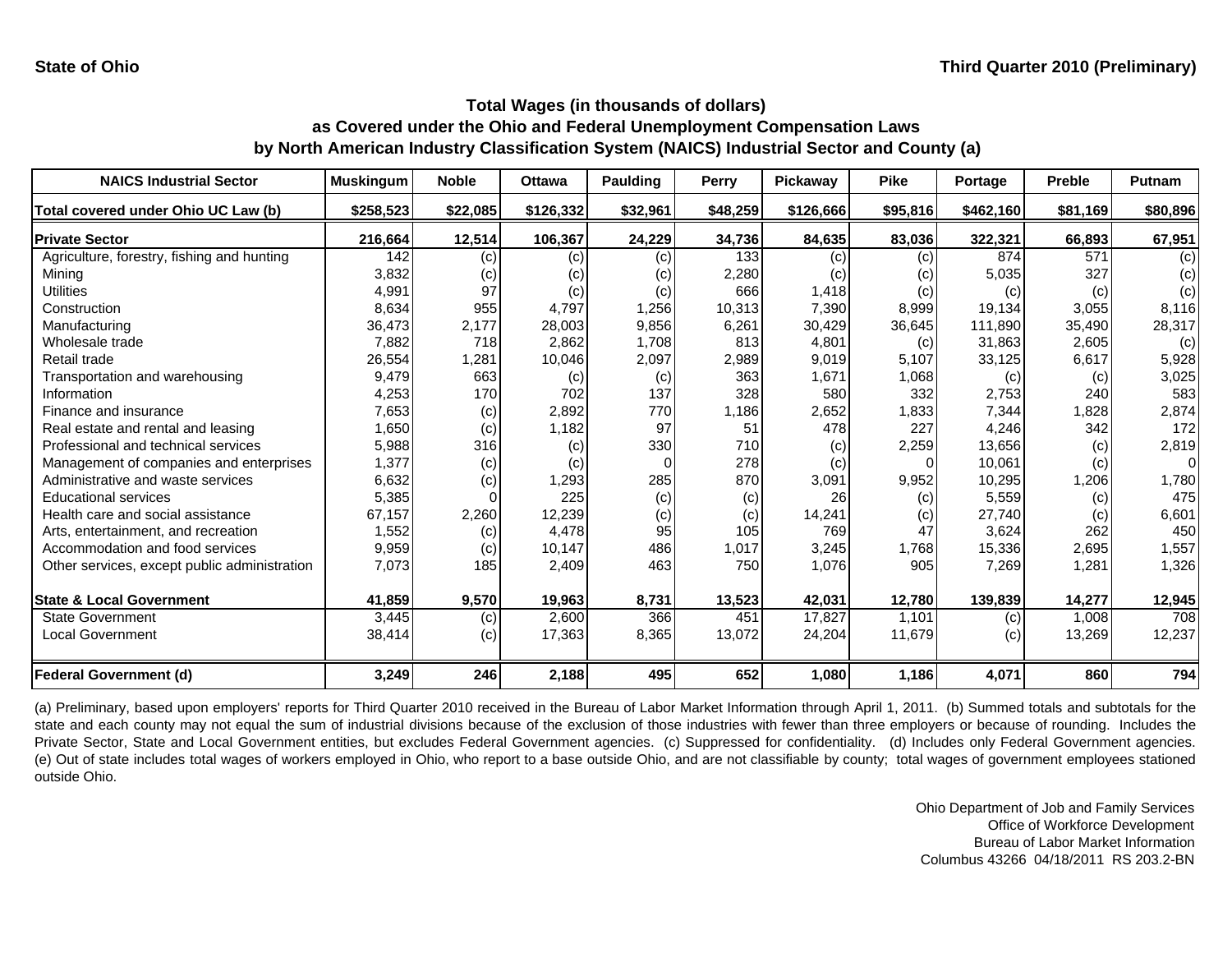**State of Ohio** **Third Quarter 2010 (Preliminary)**

## Total Wages (in thousands of dollars) as Covered under the Ohio and Federal Unemployment Compensation Laws by North American Industry Classification System (NAICS) Industrial Sector and County (a)

| NAICS Industrial Sector | Muskingum | Noble | Ottawa | Paulding | Perry | Pickaway | Pike | Portage | Preble | Putnam |
|---|---|---|---|---|---|---|---|---|---|---|
| Total covered under Ohio UC Law (b) | $258,523 | $22,085 | $126,332 | $32,961 | $48,259 | $126,666 | $95,816 | $462,160 | $81,169 | $80,896 |
| **Private Sector** | **216,664** | **12,514** | **106,367** | **24,229** | **34,736** | **84,635** | **83,036** | **322,321** | **66,893** | **67,951** |
| Agriculture, forestry, fishing and hunting | 142 | (c) | (c) | (c) | 133 | (c) | (c) | 874 | 571 | (c) |
| Mining | 3,832 | (c) | (c) | (c) | 2,280 | (c) | (c) | 5,035 | 327 | (c) |
| Utilities | 4,991 | 97 | (c) | (c) | 666 | 1,418 | (c) | (c) | (c) | (c) |
| Construction | 8,634 | 955 | 4,797 | 1,256 | 10,313 | 7,390 | 8,999 | 19,134 | 3,055 | 8,116 |
| Manufacturing | 36,473 | 2,177 | 28,003 | 9,856 | 6,261 | 30,429 | 36,645 | 111,890 | 35,490 | 28,317 |
| Wholesale trade | 7,882 | 718 | 2,862 | 1,708 | 813 | 4,801 | (c) | 31,863 | 2,605 | (c) |
| Retail trade | 26,554 | 1,281 | 10,046 | 2,097 | 2,989 | 9,019 | 5,107 | 33,125 | 6,617 | 5,928 |
| Transportation and warehousing | 9,479 | 663 | (c) | (c) | 363 | 1,671 | 1,068 | (c) | (c) | 3,025 |
| Information | 4,253 | 170 | 702 | 137 | 328 | 580 | 332 | 2,753 | 240 | 583 |
| Finance and insurance | 7,653 | (c) | 2,892 | 770 | 1,186 | 2,652 | 1,833 | 7,344 | 1,828 | 2,874 |
| Real estate and rental and leasing | 1,650 | (c) | 1,182 | 97 | 51 | 478 | 227 | 4,246 | 342 | 172 |
| Professional and technical services | 5,988 | 316 | (c) | 330 | 710 | (c) | 2,259 | 13,656 | (c) | 2,819 |
| Management of companies and enterprises | 1,377 | (c) | (c) | 0 | 278 | (c) | 0 | 10,061 | (c) | 0 |
| Administrative and waste services | 6,632 | (c) | 1,293 | 285 | 870 | 3,091 | 9,952 | 10,295 | 1,206 | 1,780 |
| Educational services | 5,385 | 0 | 225 | (c) | (c) | 26 | (c) | 5,559 | (c) | 475 |
| Health care and social assistance | 67,157 | 2,260 | 12,239 | (c) | (c) | 14,241 | (c) | 27,740 | (c) | 6,601 |
| Arts, entertainment, and recreation | 1,552 | (c) | 4,478 | 95 | 105 | 769 | 47 | 3,624 | 262 | 450 |
| Accommodation and food services | 9,959 | (c) | 10,147 | 486 | 1,017 | 3,245 | 1,768 | 15,336 | 2,695 | 1,557 |
| Other services, except public administration | 7,073 | 185 | 2,409 | 463 | 750 | 1,076 | 905 | 7,269 | 1,281 | 1,326 |
| **State & Local Government** | **41,859** | **9,570** | **19,963** | **8,731** | **13,523** | **42,031** | **12,780** | **139,839** | **14,277** | **12,945** |
| State Government | 3,445 | (c) | 2,600 | 366 | 451 | 17,827 | 1,101 | (c) | 1,008 | 708 |
| Local Government | 38,414 | (c) | 17,363 | 8,365 | 13,072 | 24,204 | 11,679 | (c) | 13,269 | 12,237 |
| **Federal Government (d)** | **3,249** | **246** | **2,188** | **495** | **652** | **1,080** | **1,186** | **4,071** | **860** | **794** |

(a) Preliminary, based upon employers' reports for Third Quarter 2010 received in the Bureau of Labor Market Information through April 1, 2011. (b) Summed totals and subtotals for the state and each county may not equal the sum of industrial divisions because of the exclusion of those industries with fewer than three employers or because of rounding. Includes the Private Sector, State and Local Government entities, but excludes Federal Government agencies. (c) Suppressed for confidentiality. (d) Includes only Federal Government agencies. (e) Out of state includes total wages of workers employed in Ohio, who report to a base outside Ohio, and are not classifiable by county; total wages of government employees stationed outside Ohio.

Ohio Department of Job and Family Services
Office of Workforce Development
Bureau of Labor Market Information
Columbus 43266 04/18/2011 RS 203.2-BN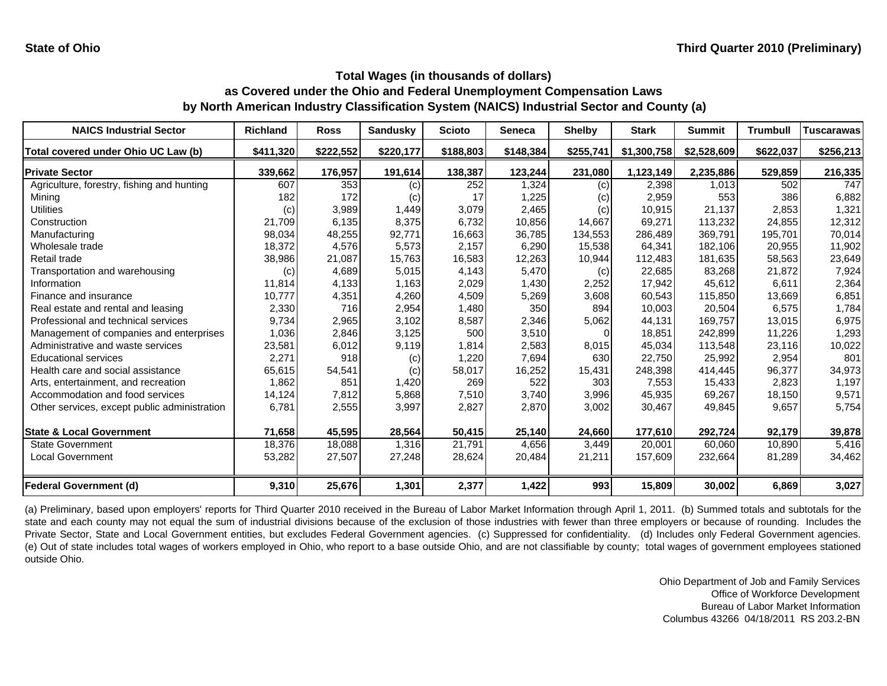**State of Ohio** | **Third Quarter 2010 (Preliminary)**

## Total Wages (in thousands of dollars) as Covered under the Ohio and Federal Unemployment Compensation Laws by North American Industry Classification System (NAICS) Industrial Sector and County (a)

| NAICS Industrial Sector | Richland | Ross | Sandusky | Scioto | Seneca | Shelby | Stark | Summit | Trumbull | Tuscarawas |
|---|---|---|---|---|---|---|---|---|---|---|
| Total covered under Ohio UC Law (b) | $411,320 | $222,552 | $220,177 | $188,803 | $148,384 | $255,741 | $1,300,758 | $2,528,609 | $622,037 | $256,213 |
| **Private Sector** | **339,662** | **176,957** | **191,614** | **138,387** | **123,244** | **231,080** | **1,123,149** | **2,235,886** | **529,859** | **216,335** |
| Agriculture, forestry, fishing and hunting | 607 | 353 | (c) | 252 | 1,324 | (c) | 2,398 | 1,013 | 502 | 747 |
| Mining | 182 | 172 | (c) | 17 | 1,225 | (c) | 2,959 | 553 | 386 | 6,882 |
| Utilities | (c) | 3,989 | 1,449 | 3,079 | 2,465 | (c) | 10,915 | 21,137 | 2,853 | 1,321 |
| Construction | 21,709 | 6,135 | 8,375 | 6,732 | 10,856 | 14,667 | 69,271 | 113,232 | 24,855 | 12,312 |
| Manufacturing | 98,034 | 48,255 | 92,771 | 16,663 | 36,785 | 134,553 | 286,489 | 369,791 | 195,701 | 70,014 |
| Wholesale trade | 18,372 | 4,576 | 5,573 | 2,157 | 6,290 | 15,538 | 64,341 | 182,106 | 20,955 | 11,902 |
| Retail trade | 38,986 | 21,087 | 15,763 | 16,583 | 12,263 | 10,944 | 112,483 | 181,635 | 58,563 | 23,649 |
| Transportation and warehousing | (c) | 4,689 | 5,015 | 4,143 | 5,470 | (c) | 22,685 | 83,268 | 21,872 | 7,924 |
| Information | 11,814 | 4,133 | 1,163 | 2,029 | 1,430 | 2,252 | 17,942 | 45,612 | 6,611 | 2,364 |
| Finance and insurance | 10,777 | 4,351 | 4,260 | 4,509 | 5,269 | 3,608 | 60,543 | 115,850 | 13,669 | 6,851 |
| Real estate and rental and leasing | 2,330 | 716 | 2,954 | 1,480 | 350 | 894 | 10,003 | 20,504 | 6,575 | 1,784 |
| Professional and technical services | 9,734 | 2,965 | 3,102 | 8,587 | 2,346 | 5,062 | 44,131 | 169,757 | 13,015 | 6,975 |
| Management of companies and enterprises | 1,036 | 2,846 | 3,125 | 500 | 3,510 | 0 | 18,851 | 242,899 | 11,226 | 1,293 |
| Administrative and waste services | 23,581 | 6,012 | 9,119 | 1,814 | 2,583 | 8,015 | 45,034 | 113,548 | 23,116 | 10,022 |
| Educational services | 2,271 | 918 | (c) | 1,220 | 7,694 | 630 | 22,750 | 25,992 | 2,954 | 801 |
| Health care and social assistance | 65,615 | 54,541 | (c) | 58,017 | 16,252 | 15,431 | 248,398 | 414,445 | 96,377 | 34,973 |
| Arts, entertainment, and recreation | 1,862 | 851 | 1,420 | 269 | 522 | 303 | 7,553 | 15,433 | 2,823 | 1,197 |
| Accommodation and food services | 14,124 | 7,812 | 5,868 | 7,510 | 3,740 | 3,996 | 45,935 | 69,267 | 18,150 | 9,571 |
| Other services, except public administration | 6,781 | 2,555 | 3,997 | 2,827 | 2,870 | 3,002 | 30,467 | 49,845 | 9,657 | 5,754 |
| **State & Local Government** | **71,658** | **45,595** | **28,564** | **50,415** | **25,140** | **24,660** | **177,610** | **292,724** | **92,179** | **39,878** |
| State Government | 18,376 | 18,088 | 1,316 | 21,791 | 4,656 | 3,449 | 20,001 | 60,060 | 10,890 | 5,416 |
| Local Government | 53,282 | 27,507 | 27,248 | 28,624 | 20,484 | 21,211 | 157,609 | 232,664 | 81,289 | 34,462 |
| **Federal Government (d)** | **9,310** | **25,676** | **1,301** | **2,377** | **1,422** | **993** | **15,809** | **30,002** | **6,869** | **3,027** |

(a) Preliminary, based upon employers' reports for Third Quarter 2010 received in the Bureau of Labor Market Information through April 1, 2011. (b) Summed totals and subtotals for the state and each county may not equal the sum of industrial divisions because of the exclusion of those industries with fewer than three employers or because of rounding. Includes the Private Sector, State and Local Government entities, but excludes Federal Government agencies. (c) Suppressed for confidentiality. (d) Includes only Federal Government agencies. (e) Out of state includes total wages of workers employed in Ohio, who report to a base outside Ohio, and are not classifiable by county; total wages of government employees stationed outside Ohio.

Ohio Department of Job and Family Services
Office of Workforce Development
Bureau of Labor Market Information
Columbus 43266 04/18/2011 RS 203.2-BN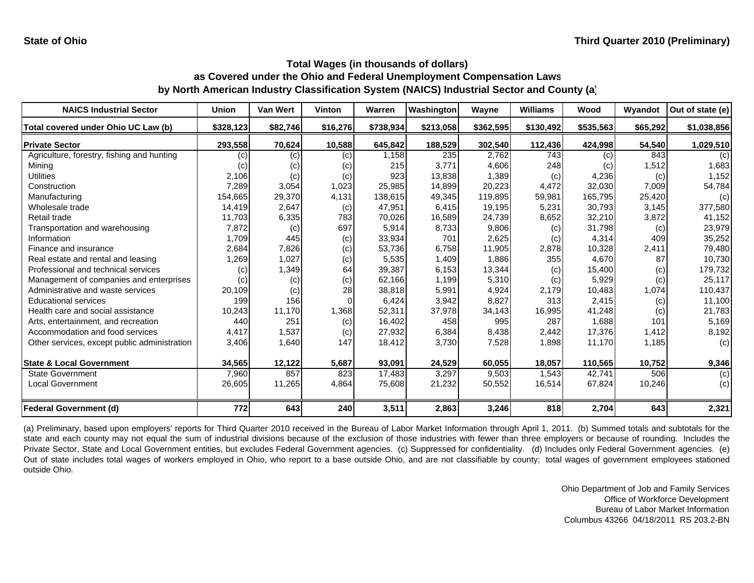State of Ohio | Third Quarter 2010 (Preliminary)

## Total Wages (in thousands of dollars) as Covered under the Ohio and Federal Unemployment Compensation Laws by North American Industry Classification System (NAICS) Industrial Sector and County (a)

| NAICS Industrial Sector | Union | Van Wert | Vinton | Warren | Washington | Wayne | Williams | Wood | Wyandot | Out of state (e) |
|---|---|---|---|---|---|---|---|---|---|---|
| **Total covered under Ohio UC Law (b)** | **$328,123** | **$82,746** | **$16,276** | **$738,934** | **$213,058** | **$362,595** | **$130,492** | **$535,563** | **$65,292** | **$1,038,856** |
| **Private Sector** | **293,558** | **70,624** | **10,588** | **645,842** | **188,529** | **302,540** | **112,436** | **424,998** | **54,540** | **1,029,510** |
| Agriculture, forestry, fishing and hunting | (c) | (c) | (c) | 1,158 | 235 | 2,762 | 743 | (c) | 843 | (c) |
| Mining | (c) | (c) | (c) | 215 | 3,771 | 4,606 | 248 | (c) | 1,512 | 1,683 |
| Utilities | 2,106 | (c) | (c) | 923 | 13,838 | 1,389 | (c) | 4,236 | (c) | 1,152 |
| Construction | 7,289 | 3,054 | 1,023 | 25,985 | 14,899 | 20,223 | 4,472 | 32,030 | 7,009 | 54,784 |
| Manufacturing | 154,665 | 29,370 | 4,131 | 138,615 | 49,345 | 119,895 | 59,981 | 165,795 | 25,420 | (c) |
| Wholesale trade | 14,419 | 2,647 | (c) | 47,951 | 6,415 | 19,195 | 5,231 | 30,793 | 3,145 | 377,580 |
| Retail trade | 11,703 | 6,335 | 783 | 70,026 | 16,589 | 24,739 | 8,652 | 32,210 | 3,872 | 41,152 |
| Transportation and warehousing | 7,872 | (c) | 697 | 5,914 | 8,733 | 9,806 | (c) | 31,798 | (c) | 23,979 |
| Information | 1,709 | 445 | (c) | 33,934 | 701 | 2,625 | (c) | 4,314 | 409 | 35,252 |
| Finance and insurance | 2,684 | 7,826 | (c) | 53,736 | 6,758 | 11,905 | 2,878 | 10,328 | 2,411 | 79,480 |
| Real estate and rental and leasing | 1,269 | 1,027 | (c) | 5,535 | 1,409 | 1,886 | 355 | 4,670 | 87 | 10,730 |
| Professional and technical services | (c) | 1,349 | 64 | 39,387 | 6,153 | 13,344 | (c) | 15,400 | (c) | 179,732 |
| Management of companies and enterprises | (c) | (c) | (c) | 62,166 | 1,199 | 5,310 | (c) | 5,929 | (c) | 25,117 |
| Administrative and waste services | 20,109 | (c) | 28 | 38,818 | 5,991 | 4,924 | 2,179 | 10,483 | 1,074 | 110,437 |
| Educational services | 199 | 156 | 0 | 6,424 | 3,942 | 8,827 | 313 | 2,415 | (c) | 11,100 |
| Health care and social assistance | 10,243 | 11,170 | 1,368 | 52,311 | 37,978 | 34,143 | 16,995 | 41,248 | (c) | 21,783 |
| Arts, entertainment, and recreation | 440 | 251 | (c) | 16,402 | 458 | 995 | 287 | 1,688 | 101 | 5,169 |
| Accommodation and food services | 4,417 | 1,537 | (c) | 27,932 | 6,384 | 8,438 | 2,442 | 17,376 | 1,412 | 8,192 |
| Other services, except public administration | 3,406 | 1,640 | 147 | 18,412 | 3,730 | 7,528 | 1,898 | 11,170 | 1,185 | (c) |
| **State & Local Government** | **34,565** | **12,122** | **5,687** | **93,091** | **24,529** | **60,055** | **18,057** | **110,565** | **10,752** | **9,346** |
| State Government | 7,960 | 857 | 823 | 17,483 | 3,297 | 9,503 | 1,543 | 42,741 | 506 | (c) |
| Local Government | 26,605 | 11,265 | 4,864 | 75,608 | 21,232 | 50,552 | 16,514 | 67,824 | 10,246 | (c) |
| **Federal Government (d)** | **772** | **643** | **240** | **3,511** | **2,863** | **3,246** | **818** | **2,704** | **643** | **2,321** |

(a) Preliminary, based upon employers' reports for Third Quarter 2010 received in the Bureau of Labor Market Information through April 1, 2011. (b) Summed totals and subtotals for the state and each county may not equal the sum of industrial divisions because of the exclusion of those industries with fewer than three employers or because of rounding. Includes the Private Sector, State and Local Government entities, but excludes Federal Government agencies. (c) Suppressed for confidentiality. (d) Includes only Federal Government agencies. (e) Out of state includes total wages of workers employed in Ohio, who report to a base outside Ohio, and are not classifiable by county; total wages of government employees stationed outside Ohio.

Ohio Department of Job and Family Services
Office of Workforce Development
Bureau of Labor Market Information
Columbus 43266 04/18/2011 RS 203.2-BN